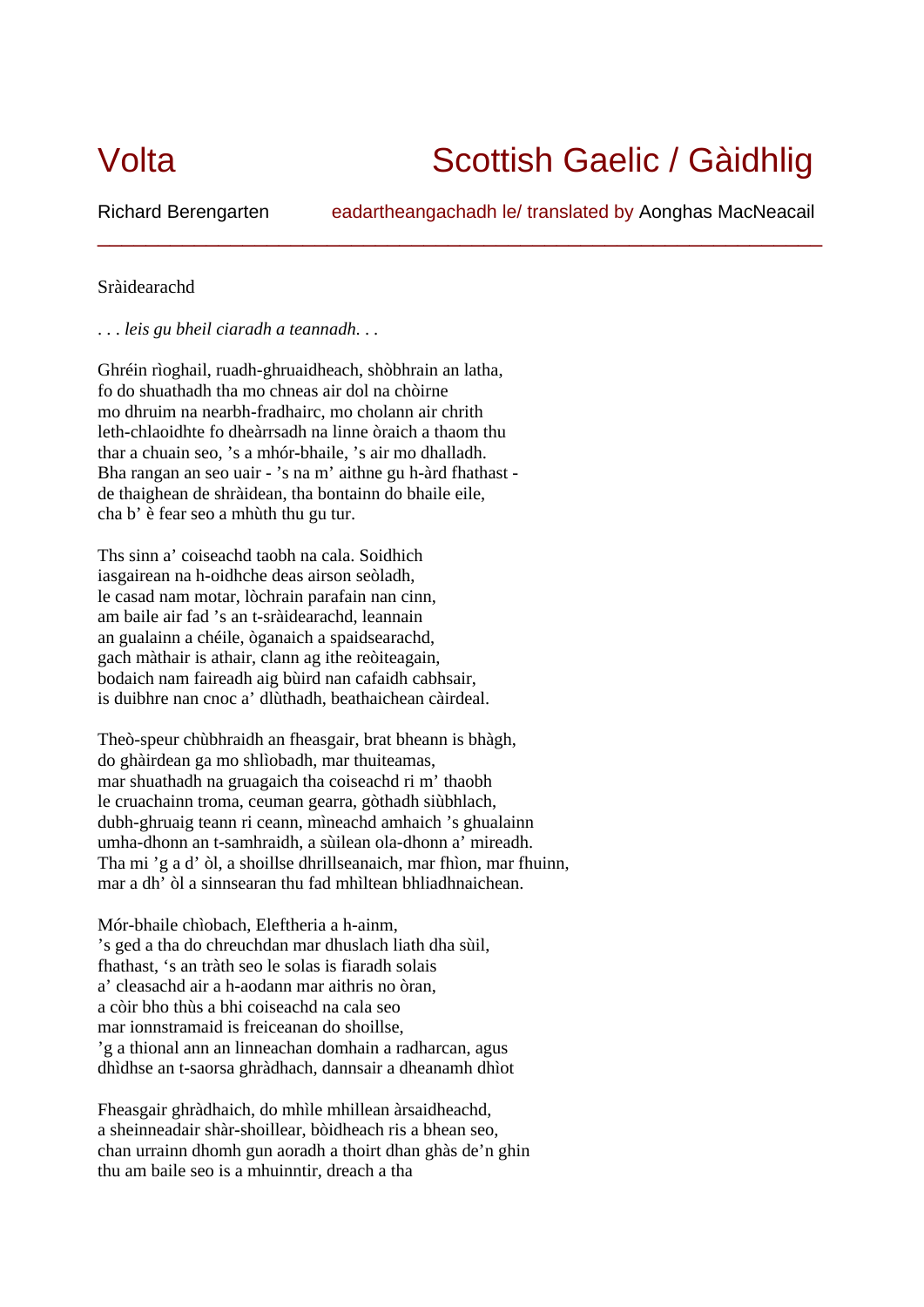# Volta — Scottish Gaelic / Gàidhlig

Richard Berengarten — eadartheangachadh le/ translated by Aonghas MacNeacail

---

Sràidearachd

*. . . leis gu bheil ciaradh a teannadh. . .*

Ghréin rìoghail, ruadh-ghruaidheach, shòbhrain an latha,
fo do shuathadh tha mo chneas air dol na chòirne
mo dhruim na nearbh-fradhairc, mo cholann air chrith
leth-chlaoidhte fo dheàrrsadh na linne òraich a thaom thu
thar a chuain seo, 's a mhór-bhaile, 's air mo dhalladh.
Bha rangan an seo uair - 's na m' aithne gu h-àrd fhathast -
de thaighean de shràidean, tha bontainn do bhaile eile,
cha b' è fear seo a mhùth thu gu tur.

Ths sinn a' coiseachd taobh na cala. Soidhich
iasgairean na h-oidhche deas airson seòladh,
le casad nam motar, lòchrain parafain nan cinn,
am baile air fad 's an t-sràidearachd, leannain
an gualainn a chéile, òganaich a spaidsearachd,
gach màthair is athair, clann ag ithe reòiteagain,
bodaich nam faireadh aig bùird nan cafaidh cabhsair,
is duibhre nan cnoc a' dlùthadh, beathaichean càirdeal.

Theò-speur chùbhraidh an fheasgair, brat bheann is bhàgh,
do ghàirdean ga mo shlìobadh, mar thuiteamas,
mar shuathadh na gruagaich tha coiseachd ri m' thaobh
le cruachainn troma, ceuman gearra, gòthadh siùbhlach,
dubh-ghruaig teann ri ceann, mìneachd amhaich 's ghualainn
umha-dhonn an t-samhraidh, a sùilean ola-dhonn a' mireadh.
Tha mi 'g a d' òl, a shoillse dhrillseanaich, mar fhìon, mar fhuinn,
mar a dh' òl a sinnsearan thu fad mhìltean bhliadhnaichean.

Mór-bhaile chìobach, Eleftheria a h-ainm,
's ged a tha do chreuchdan mar dhuslach liath dha sùil,
fhathast, 's an tràth seo le solas is fiaradh solais
a' cleasachd air a h-aodann mar aithris no òran,
a còir bho thùs a bhi coiseachd na cala seo
mar ionnstramaid is freiceanan do shoillse,
'g a thional ann an linneachan domhain a radharcan, agus
dhìdhse an t-saorsa ghràdhach, dannsair a dheanamh dhìot

Fheasgair ghràdhaich, do mhìle mhillean àrsaidheachd,
a sheinneadair shàr-shoillear, bòidheach ris a bhean seo,
chan urrainn dhomh gun aoradh a thoirt dhan ghàs de'n ghin
thu am baile seo is a mhuinntir, dreach a tha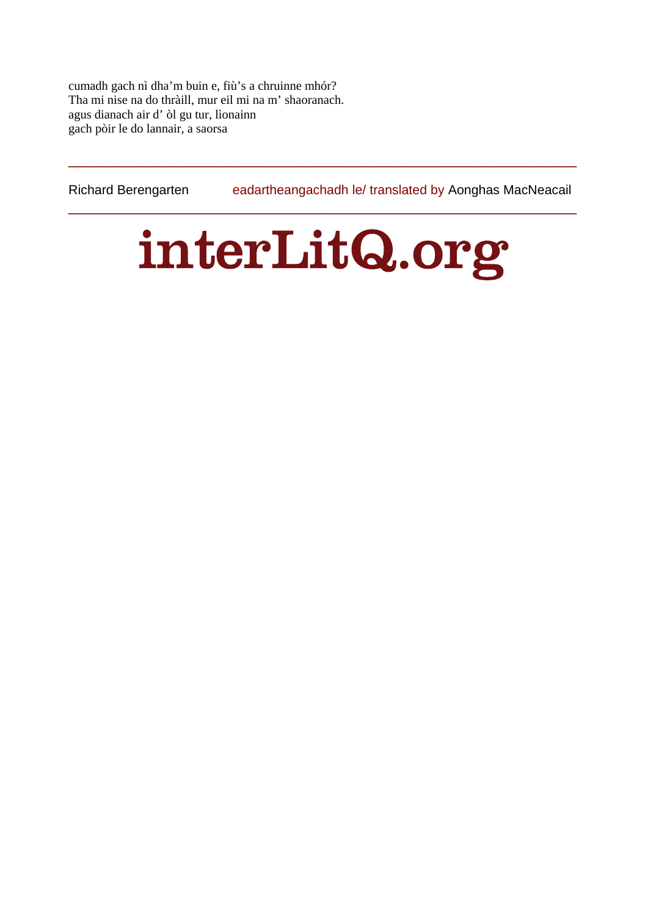cumadh gach nì dha'm buin e, fiù's a chruinne mhór?
Tha mi nise na do thràill, mur eil mi na m' shaoranach.
agus dianach air d' òl gu tur, lìonainn
gach pòir le do lannair, a saorsa

---

Richard Berengarten eadartheangachadh le/ translated by Aonghas MacNeacail

---

interLitQ.org